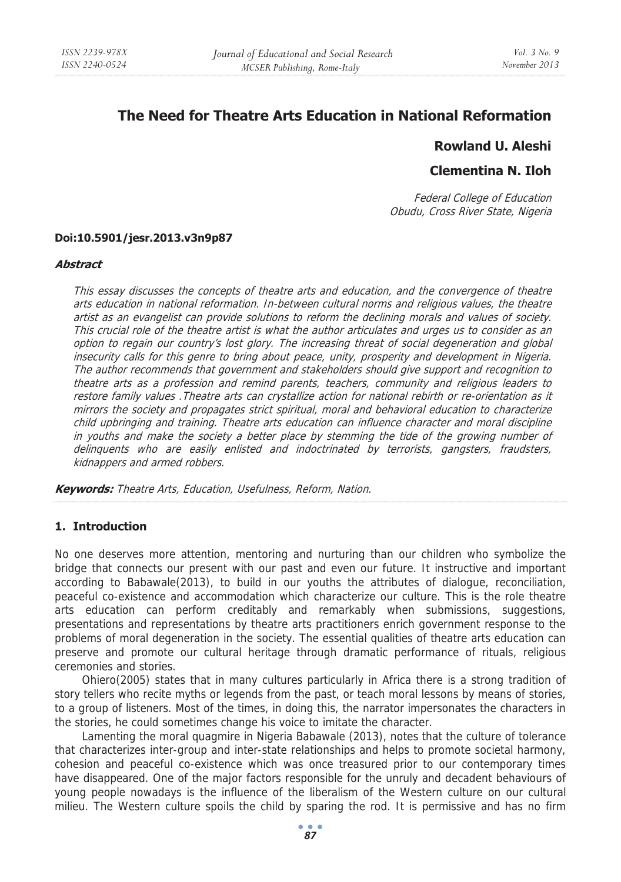# The Need for Theatre Arts Education in National Reformation

**Rowland U. Aleshi**

**Clementina N. Iloh**

*Federal College of Education*
*Obudu, Cross River State, Nigeria*

**Doi:10.5901/jesr.2013.v3n9p87**

### *Abstract*

*This essay discusses the concepts of theatre arts and education, and the convergence of theatre arts education in national reformation. In-between cultural norms and religious values, the theatre artist as an evangelist can provide solutions to reform the declining morals and values of society. This crucial role of the theatre artist is what the author articulates and urges us to consider as an option to regain our country's lost glory. The increasing threat of social degeneration and global insecurity calls for this genre to bring about peace, unity, prosperity and development in Nigeria. The author recommends that government and stakeholders should give support and recognition to theatre arts as a profession and remind parents, teachers, community and religious leaders to restore family values .Theatre arts can crystallize action for national rebirth or re-orientation as it mirrors the society and propagates strict spiritual, moral and behavioral education to characterize child upbringing and training. Theatre arts education can influence character and moral discipline in youths and make the society a better place by stemming the tide of the growing number of delinquents who are easily enlisted and indoctrinated by terrorists, gangsters, fraudsters, kidnappers and armed robbers.*

***Keywords:*** *Theatre Arts, Education, Usefulness, Reform, Nation.*

## 1. Introduction

No one deserves more attention, mentoring and nurturing than our children who symbolize the bridge that connects our present with our past and even our future. It instructive and important according to Babawale(2013), to build in our youths the attributes of dialogue, reconciliation, peaceful co-existence and accommodation which characterize our culture. This is the role theatre arts education can perform creditably and remarkably when submissions, suggestions, presentations and representations by theatre arts practitioners enrich government response to the problems of moral degeneration in the society. The essential qualities of theatre arts education can preserve and promote our cultural heritage through dramatic performance of rituals, religious ceremonies and stories.

Ohiero(2005) states that in many cultures particularly in Africa there is a strong tradition of story tellers who recite myths or legends from the past, or teach moral lessons by means of stories, to a group of listeners. Most of the times, in doing this, the narrator impersonates the characters in the stories, he could sometimes change his voice to imitate the character.

Lamenting the moral quagmire in Nigeria Babawale (2013), notes that the culture of tolerance that characterizes inter-group and inter-state relationships and helps to promote societal harmony, cohesion and peaceful co-existence which was once treasured prior to our contemporary times have disappeared. One of the major factors responsible for the unruly and decadent behaviours of young people nowadays is the influence of the liberalism of the Western culture on our cultural milieu. The Western culture spoils the child by sparing the rod. It is permissive and has no firm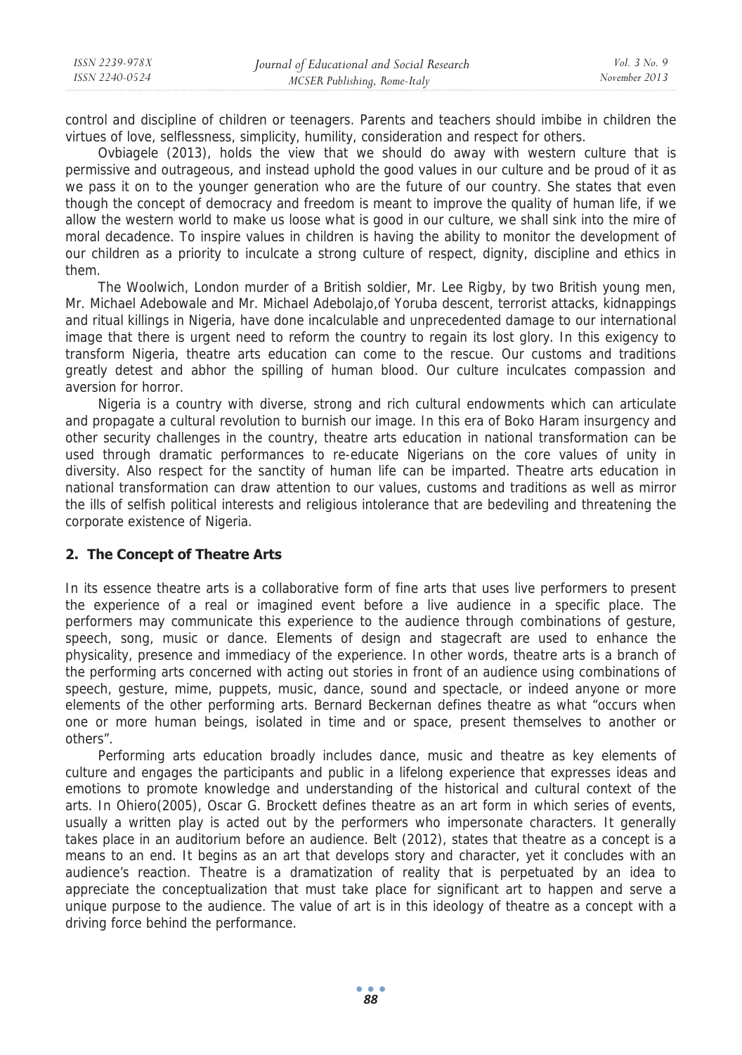control and discipline of children or teenagers. Parents and teachers should imbibe in children the virtues of love, selflessness, simplicity, humility, consideration and respect for others.

Ovbiagele (2013), holds the view that we should do away with western culture that is permissive and outrageous, and instead uphold the good values in our culture and be proud of it as we pass it on to the younger generation who are the future of our country. She states that even though the concept of democracy and freedom is meant to improve the quality of human life, if we allow the western world to make us loose what is good in our culture, we shall sink into the mire of moral decadence. To inspire values in children is having the ability to monitor the development of our children as a priority to inculcate a strong culture of respect, dignity, discipline and ethics in them.

The Woolwich, London murder of a British soldier, Mr. Lee Rigby, by two British young men, Mr. Michael Adebowale and Mr. Michael Adebolajo,of Yoruba descent, terrorist attacks, kidnappings and ritual killings in Nigeria, have done incalculable and unprecedented damage to our international image that there is urgent need to reform the country to regain its lost glory. In this exigency to transform Nigeria, theatre arts education can come to the rescue. Our customs and traditions greatly detest and abhor the spilling of human blood. Our culture inculcates compassion and aversion for horror.

Nigeria is a country with diverse, strong and rich cultural endowments which can articulate and propagate a cultural revolution to burnish our image. In this era of Boko Haram insurgency and other security challenges in the country, theatre arts education in national transformation can be used through dramatic performances to re-educate Nigerians on the core values of unity in diversity. Also respect for the sanctity of human life can be imparted. Theatre arts education in national transformation can draw attention to our values, customs and traditions as well as mirror the ills of selfish political interests and religious intolerance that are bedeviling and threatening the corporate existence of Nigeria.

## 2. The Concept of Theatre Arts

In its essence theatre arts is a collaborative form of fine arts that uses live performers to present the experience of a real or imagined event before a live audience in a specific place. The performers may communicate this experience to the audience through combinations of gesture, speech, song, music or dance. Elements of design and stagecraft are used to enhance the physicality, presence and immediacy of the experience. In other words, theatre arts is a branch of the performing arts concerned with acting out stories in front of an audience using combinations of speech, gesture, mime, puppets, music, dance, sound and spectacle, or indeed anyone or more elements of the other performing arts. Bernard Beckernan defines theatre as what "occurs when one or more human beings, isolated in time and or space, present themselves to another or others".

Performing arts education broadly includes dance, music and theatre as key elements of culture and engages the participants and public in a lifelong experience that expresses ideas and emotions to promote knowledge and understanding of the historical and cultural context of the arts. In Ohiero(2005), Oscar G. Brockett defines theatre as an art form in which series of events, usually a written play is acted out by the performers who impersonate characters. It generally takes place in an auditorium before an audience. Belt (2012), states that theatre as a concept is a means to an end. It begins as an art that develops story and character, yet it concludes with an audience's reaction. Theatre is a dramatization of reality that is perpetuated by an idea to appreciate the conceptualization that must take place for significant art to happen and serve a unique purpose to the audience. The value of art is in this ideology of theatre as a concept with a driving force behind the performance.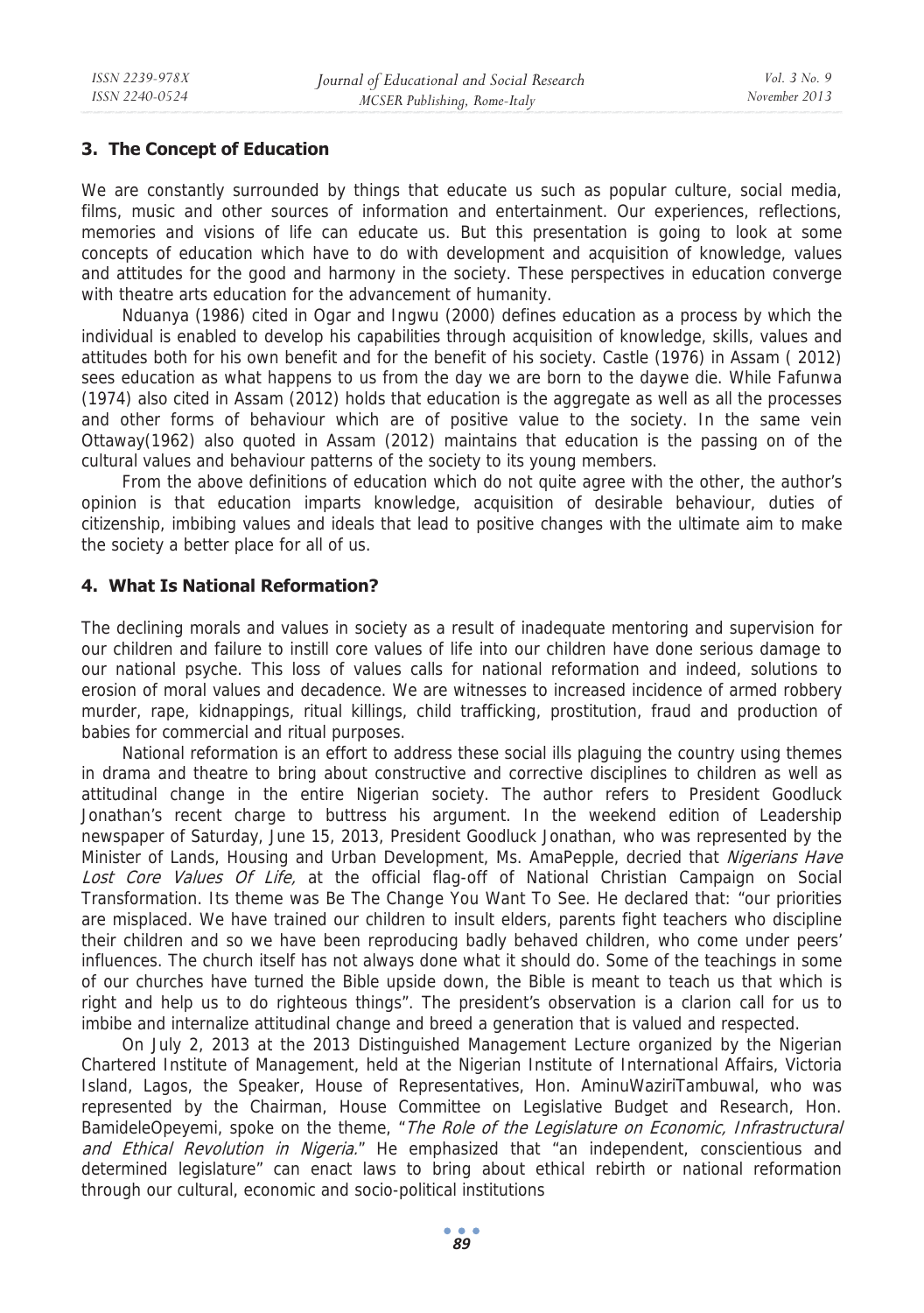## 3. The Concept of Education

We are constantly surrounded by things that educate us such as popular culture, social media, films, music and other sources of information and entertainment. Our experiences, reflections, memories and visions of life can educate us. But this presentation is going to look at some concepts of education which have to do with development and acquisition of knowledge, values and attitudes for the good and harmony in the society. These perspectives in education converge with theatre arts education for the advancement of humanity.

Nduanya (1986) cited in Ogar and Ingwu (2000) defines education as a process by which the individual is enabled to develop his capabilities through acquisition of knowledge, skills, values and attitudes both for his own benefit and for the benefit of his society. Castle (1976) in Assam ( 2012) sees education as what happens to us from the day we are born to the daywe die. While Fafunwa (1974) also cited in Assam (2012) holds that education is the aggregate as well as all the processes and other forms of behaviour which are of positive value to the society. In the same vein Ottaway(1962) also quoted in Assam (2012) maintains that education is the passing on of the cultural values and behaviour patterns of the society to its young members.

From the above definitions of education which do not quite agree with the other, the author's opinion is that education imparts knowledge, acquisition of desirable behaviour, duties of citizenship, imbibing values and ideals that lead to positive changes with the ultimate aim to make the society a better place for all of us.

## 4. What Is National Reformation?

The declining morals and values in society as a result of inadequate mentoring and supervision for our children and failure to instill core values of life into our children have done serious damage to our national psyche. This loss of values calls for national reformation and indeed, solutions to erosion of moral values and decadence. We are witnesses to increased incidence of armed robbery murder, rape, kidnappings, ritual killings, child trafficking, prostitution, fraud and production of babies for commercial and ritual purposes.

National reformation is an effort to address these social ills plaguing the country using themes in drama and theatre to bring about constructive and corrective disciplines to children as well as attitudinal change in the entire Nigerian society. The author refers to President Goodluck Jonathan's recent charge to buttress his argument. In the weekend edition of Leadership newspaper of Saturday, June 15, 2013, President Goodluck Jonathan, who was represented by the Minister of Lands, Housing and Urban Development, Ms. AmaPepple, decried that *Nigerians Have Lost Core Values Of Life,* at the official flag-off of National Christian Campaign on Social Transformation. Its theme was Be The Change You Want To See. He declared that: "our priorities are misplaced. We have trained our children to insult elders, parents fight teachers who discipline their children and so we have been reproducing badly behaved children, who come under peers' influences. The church itself has not always done what it should do. Some of the teachings in some of our churches have turned the Bible upside down, the Bible is meant to teach us that which is right and help us to do righteous things". The president's observation is a clarion call for us to imbibe and internalize attitudinal change and breed a generation that is valued and respected.

On July 2, 2013 at the 2013 Distinguished Management Lecture organized by the Nigerian Chartered Institute of Management, held at the Nigerian Institute of International Affairs, Victoria Island, Lagos, the Speaker, House of Representatives, Hon. AminuWaziriTambuwal, who was represented by the Chairman, House Committee on Legislative Budget and Research, Hon. BamideleOpeyemi, spoke on the theme, "*The Role of the Legislature on Economic, Infrastructural and Ethical Revolution in Nigeria.*" He emphasized that "an independent, conscientious and determined legislature" can enact laws to bring about ethical rebirth or national reformation through our cultural, economic and socio-political institutions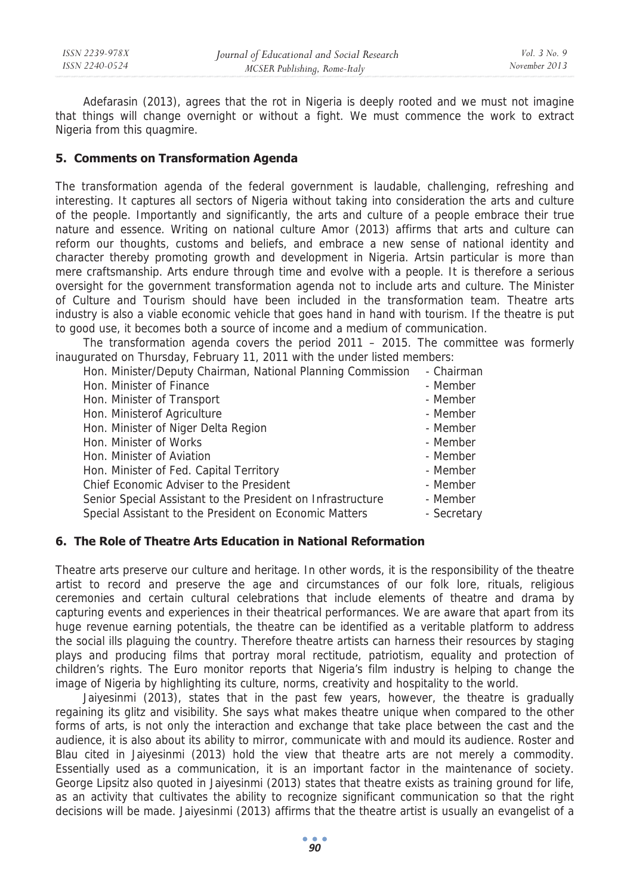Adefarasin (2013), agrees that the rot in Nigeria is deeply rooted and we must not imagine that things will change overnight or without a fight. We must commence the work to extract Nigeria from this quagmire.

## 5. Comments on Transformation Agenda

The transformation agenda of the federal government is laudable, challenging, refreshing and interesting. It captures all sectors of Nigeria without taking into consideration the arts and culture of the people. Importantly and significantly, the arts and culture of a people embrace their true nature and essence. Writing on national culture Amor (2013) affirms that arts and culture can reform our thoughts, customs and beliefs, and embrace a new sense of national identity and character thereby promoting growth and development in Nigeria. Artsin particular is more than mere craftsmanship. Arts endure through time and evolve with a people. It is therefore a serious oversight for the government transformation agenda not to include arts and culture. The Minister of Culture and Tourism should have been included in the transformation team. Theatre arts industry is also a viable economic vehicle that goes hand in hand with tourism. If the theatre is put to good use, it becomes both a source of income and a medium of communication.

The transformation agenda covers the period 2011 – 2015. The committee was formerly inaugurated on Thursday, February 11, 2011 with the under listed members:

| | |
|---|---|
| Hon. Minister/Deputy Chairman, National Planning Commission | - Chairman |
| Hon. Minister of Finance | - Member |
| Hon. Minister of Transport | - Member |
| Hon. Ministerof Agriculture | - Member |
| Hon. Minister of Niger Delta Region | - Member |
| Hon. Minister of Works | - Member |
| Hon. Minister of Aviation | - Member |
| Hon. Minister of Fed. Capital Territory | - Member |
| Chief Economic Adviser to the President | - Member |
| Senior Special Assistant to the President on Infrastructure | - Member |
| Special Assistant to the President on Economic Matters | - Secretary |

## 6. The Role of Theatre Arts Education in National Reformation

Theatre arts preserve our culture and heritage. In other words, it is the responsibility of the theatre artist to record and preserve the age and circumstances of our folk lore, rituals, religious ceremonies and certain cultural celebrations that include elements of theatre and drama by capturing events and experiences in their theatrical performances. We are aware that apart from its huge revenue earning potentials, the theatre can be identified as a veritable platform to address the social ills plaguing the country. Therefore theatre artists can harness their resources by staging plays and producing films that portray moral rectitude, patriotism, equality and protection of children's rights. The Euro monitor reports that Nigeria's film industry is helping to change the image of Nigeria by highlighting its culture, norms, creativity and hospitality to the world.

Jaiyesinmi (2013), states that in the past few years, however, the theatre is gradually regaining its glitz and visibility. She says what makes theatre unique when compared to the other forms of arts, is not only the interaction and exchange that take place between the cast and the audience, it is also about its ability to mirror, communicate with and mould its audience. Roster and Blau cited in Jaiyesinmi (2013) hold the view that theatre arts are not merely a commodity. Essentially used as a communication, it is an important factor in the maintenance of society. George Lipsitz also quoted in Jaiyesinmi (2013) states that theatre exists as training ground for life, as an activity that cultivates the ability to recognize significant communication so that the right decisions will be made. Jaiyesinmi (2013) affirms that the theatre artist is usually an evangelist of a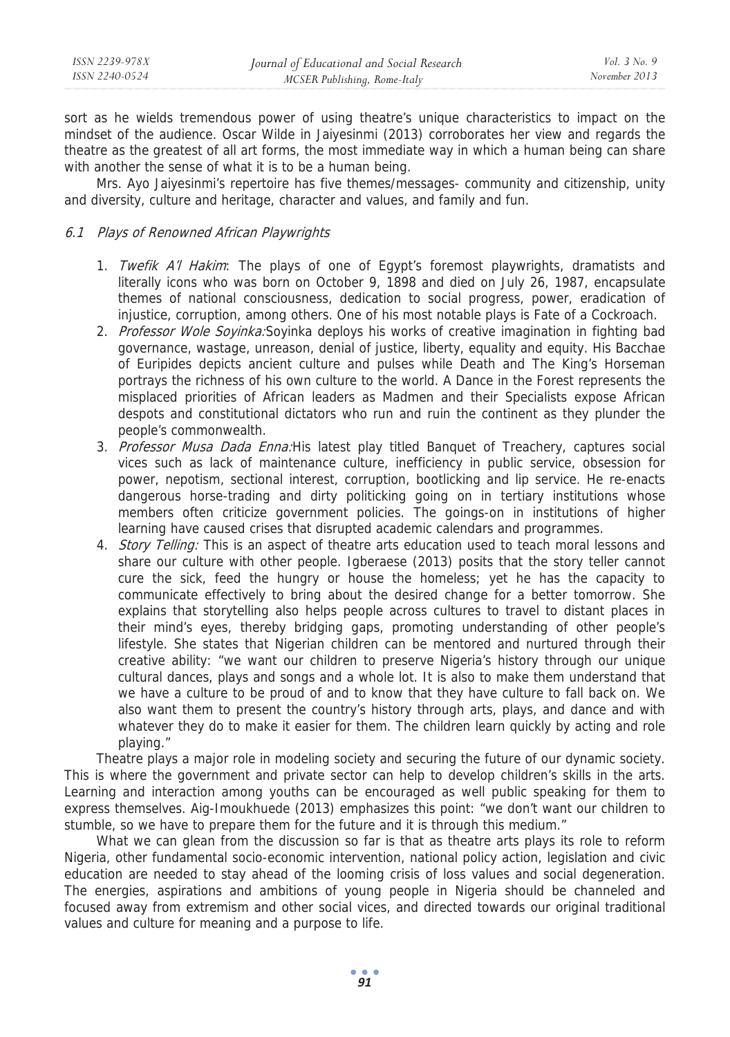sort as he wields tremendous power of using theatre's unique characteristics to impact on the mindset of the audience. Oscar Wilde in Jaiyesinmi (2013) corroborates her view and regards the theatre as the greatest of all art forms, the most immediate way in which a human being can share with another the sense of what it is to be a human being.

Mrs. Ayo Jaiyesinmi's repertoire has five themes/messages- community and citizenship, unity and diversity, culture and heritage, character and values, and family and fun.

### *6.1 Plays of Renowned African Playwrights*

1. *Twefik A'l Hakim*: The plays of one of Egypt's foremost playwrights, dramatists and literally icons who was born on October 9, 1898 and died on July 26, 1987, encapsulate themes of national consciousness, dedication to social progress, power, eradication of injustice, corruption, among others. One of his most notable plays is Fate of a Cockroach.
2. *Professor Wole Soyinka:*Soyinka deploys his works of creative imagination in fighting bad governance, wastage, unreason, denial of justice, liberty, equality and equity. His Bacchae of Euripides depicts ancient culture and pulses while Death and The King's Horseman portrays the richness of his own culture to the world. A Dance in the Forest represents the misplaced priorities of African leaders as Madmen and their Specialists expose African despots and constitutional dictators who run and ruin the continent as they plunder the people's commonwealth.
3. *Professor Musa Dada Enna:*His latest play titled Banquet of Treachery, captures social vices such as lack of maintenance culture, inefficiency in public service, obsession for power, nepotism, sectional interest, corruption, bootlicking and lip service. He re-enacts dangerous horse-trading and dirty politicking going on in tertiary institutions whose members often criticize government policies. The goings-on in institutions of higher learning have caused crises that disrupted academic calendars and programmes.
4. *Story Telling:* This is an aspect of theatre arts education used to teach moral lessons and share our culture with other people. Igberaese (2013) posits that the story teller cannot cure the sick, feed the hungry or house the homeless; yet he has the capacity to communicate effectively to bring about the desired change for a better tomorrow. She explains that storytelling also helps people across cultures to travel to distant places in their mind's eyes, thereby bridging gaps, promoting understanding of other people's lifestyle. She states that Nigerian children can be mentored and nurtured through their creative ability: "we want our children to preserve Nigeria's history through our unique cultural dances, plays and songs and a whole lot. It is also to make them understand that we have a culture to be proud of and to know that they have culture to fall back on. We also want them to present the country's history through arts, plays, and dance and with whatever they do to make it easier for them. The children learn quickly by acting and role playing."

Theatre plays a major role in modeling society and securing the future of our dynamic society. This is where the government and private sector can help to develop children's skills in the arts. Learning and interaction among youths can be encouraged as well public speaking for them to express themselves. Aig-Imoukhuede (2013) emphasizes this point: "we don't want our children to stumble, so we have to prepare them for the future and it is through this medium."

What we can glean from the discussion so far is that as theatre arts plays its role to reform Nigeria, other fundamental socio-economic intervention, national policy action, legislation and civic education are needed to stay ahead of the looming crisis of loss values and social degeneration. The energies, aspirations and ambitions of young people in Nigeria should be channeled and focused away from extremism and other social vices, and directed towards our original traditional values and culture for meaning and a purpose to life.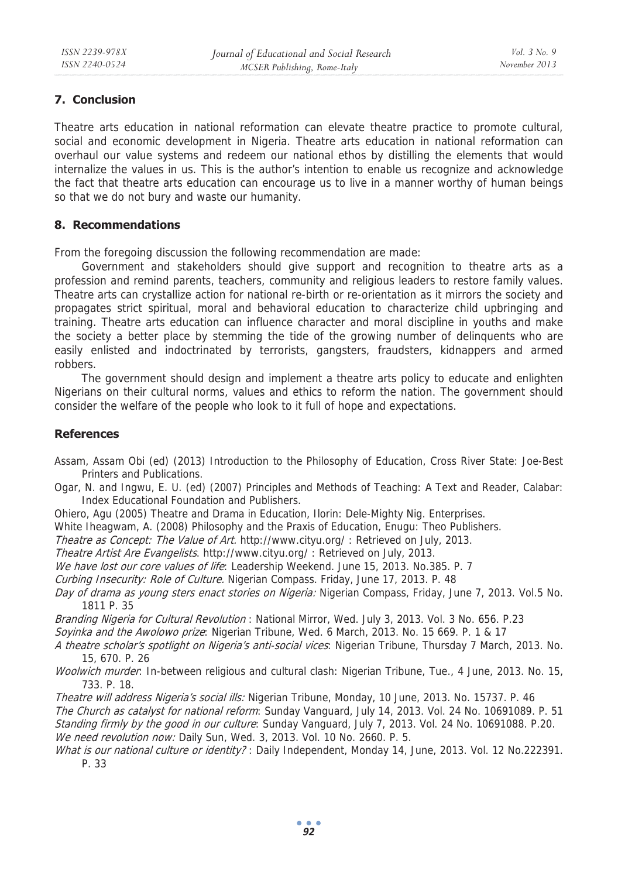## 7. Conclusion

Theatre arts education in national reformation can elevate theatre practice to promote cultural, social and economic development in Nigeria. Theatre arts education in national reformation can overhaul our value systems and redeem our national ethos by distilling the elements that would internalize the values in us. This is the author's intention to enable us recognize and acknowledge the fact that theatre arts education can encourage us to live in a manner worthy of human beings so that we do not bury and waste our humanity.

## 8. Recommendations

From the foregoing discussion the following recommendation are made:

Government and stakeholders should give support and recognition to theatre arts as a profession and remind parents, teachers, community and religious leaders to restore family values. Theatre arts can crystallize action for national re-birth or re-orientation as it mirrors the society and propagates strict spiritual, moral and behavioral education to characterize child upbringing and training. Theatre arts education can influence character and moral discipline in youths and make the society a better place by stemming the tide of the growing number of delinquents who are easily enlisted and indoctrinated by terrorists, gangsters, fraudsters, kidnappers and armed robbers.

The government should design and implement a theatre arts policy to educate and enlighten Nigerians on their cultural norms, values and ethics to reform the nation. The government should consider the welfare of the people who look to it full of hope and expectations.

## References

Assam, Assam Obi (ed) (2013) Introduction to the Philosophy of Education, Cross River State: Joe-Best Printers and Publications.

Ogar, N. and Ingwu, E. U. (ed) (2007) Principles and Methods of Teaching: A Text and Reader, Calabar: Index Educational Foundation and Publishers.

Ohiero, Agu (2005) Theatre and Drama in Education, Ilorin: Dele-Mighty Nig. Enterprises.

White Iheagwam, A. (2008) Philosophy and the Praxis of Education, Enugu: Theo Publishers.

*Theatre as Concept: The Value of Art.* http://www.cityu.org/ : Retrieved on July, 2013.

*Theatre Artist Are Evangelists*. http://www.cityu.org/ : Retrieved on July, 2013.

*We have lost our core values of life*: Leadership Weekend. June 15, 2013. No.385. P. 7

*Curbing Insecurity: Role of Culture.* Nigerian Compass. Friday, June 17, 2013. P. 48

*Day of drama as young sters enact stories on Nigeria:* Nigerian Compass, Friday, June 7, 2013. Vol.5 No. 1811 P. 35

*Branding Nigeria for Cultural Revolution* : National Mirror, Wed. July 3, 2013. Vol. 3 No. 656. P.23

*Soyinka and the Awolowo prize*: Nigerian Tribune, Wed. 6 March, 2013. No. 15 669. P. 1 & 17

*A theatre scholar's spotlight on Nigeria's anti-social vices*: Nigerian Tribune, Thursday 7 March, 2013. No. 15, 670. P. 26

*Woolwich murder*: In-between religious and cultural clash: Nigerian Tribune, Tue., 4 June, 2013. No. 15, 733. P. 18.

*Theatre will address Nigeria's social ills:* Nigerian Tribune, Monday, 10 June, 2013. No. 15737. P. 46

*The Church as catalyst for national reform*: Sunday Vanguard, July 14, 2013. Vol. 24 No. 10691089. P. 51

*Standing firmly by the good in our culture*: Sunday Vanguard, July 7, 2013. Vol. 24 No. 10691088. P.20.

*We need revolution now:* Daily Sun, Wed. 3, 2013. Vol. 10 No. 2660. P. 5.

*What is our national culture or identity?* : Daily Independent, Monday 14, June, 2013. Vol. 12 No.222391. P. 33